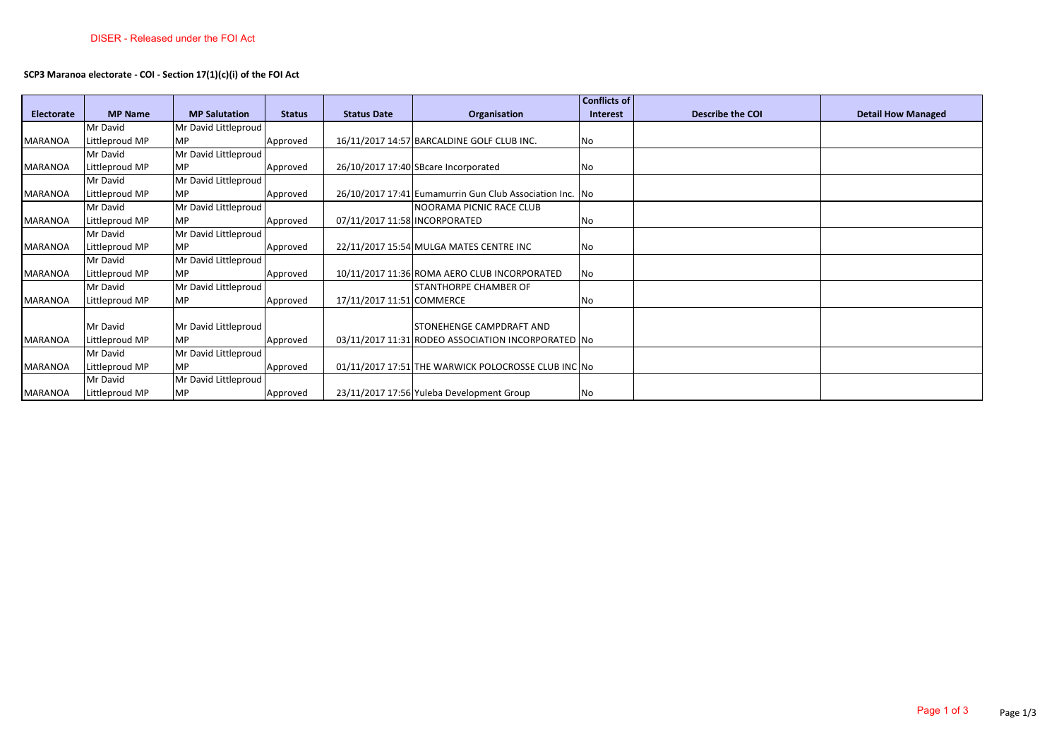DISER - Released under the FOI Act

**SCP3 Maranoa electorate - COI - Section 17(1)(c)(i) of the FOI Act**

| Electorate | MP Name | MP Salutation | Status | Status Date | Organisation | Conflicts of Interest | Describe the COI | Detail How Managed |
|---|---|---|---|---|---|---|---|---|
| MARANOA | Mr David Littleproud MP | Mr David Littleproud MP | Approved | 16/11/2017 14:57 | BARCALDINE GOLF CLUB INC. | No | | |
| MARANOA | Mr David Littleproud MP | Mr David Littleproud MP | Approved | 26/10/2017 17:40 | SBcare Incorporated | No | | |
| MARANOA | Mr David Littleproud MP | Mr David Littleproud MP | Approved | 26/10/2017 17:41 | Eumamurrin Gun Club Association Inc. | No | | |
| MARANOA | Mr David Littleproud MP | Mr David Littleproud MP | Approved | 07/11/2017 11:58 | NOORAMA PICNIC RACE CLUB INCORPORATED | No | | |
| MARANOA | Mr David Littleproud MP | Mr David Littleproud MP | Approved | 22/11/2017 15:54 | MULGA MATES CENTRE INC | No | | |
| MARANOA | Mr David Littleproud MP | Mr David Littleproud MP | Approved | 10/11/2017 11:36 | ROMA AERO CLUB INCORPORATED | No | | |
| MARANOA | Mr David Littleproud MP | Mr David Littleproud MP | Approved | 17/11/2017 11:51 | STANTHORPE CHAMBER OF COMMERCE | No | | |
| MARANOA | Mr David Littleproud MP | Mr David Littleproud MP | Approved | 03/11/2017 11:31 | STONEHENGE CAMPDRAFT AND RODEO ASSOCIATION INCORPORATED | No | | |
| MARANOA | Mr David Littleproud MP | Mr David Littleproud MP | Approved | 01/11/2017 17:51 | THE WARWICK POLOCROSSE CLUB INC | No | | |
| MARANOA | Mr David Littleproud MP | Mr David Littleproud MP | Approved | 23/11/2017 17:56 | Yuleba Development Group | No | | |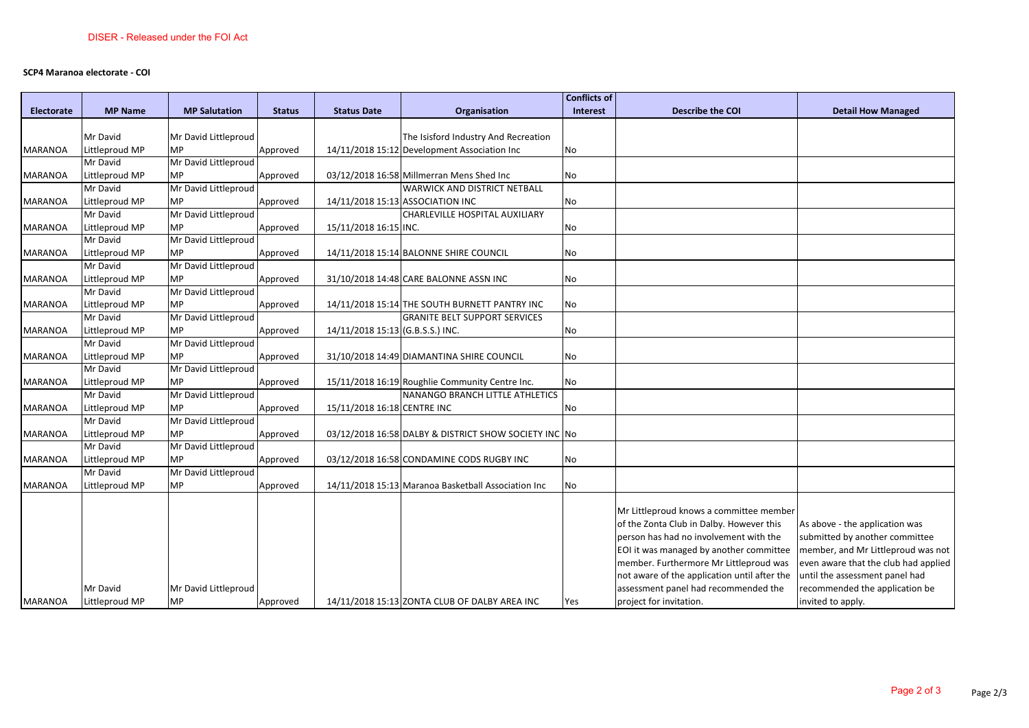DISER - Released under the FOI Act

**SCP4 Maranoa electorate - COI**

| Electorate | MP Name | MP Salutation | Status | Status Date | Organisation | Conflicts of Interest | Describe the COI | Detail How Managed |
|---|---|---|---|---|---|---|---|---|
| MARANOA | Mr David Littleproud MP | Mr David Littleproud MP | Approved | 14/11/2018 15:12 | The Isisford Industry And Recreation Development Association Inc | No | | |
| MARANOA | Mr David Littleproud MP | Mr David Littleproud MP | Approved | 03/12/2018 16:58 | Millmerran Mens Shed Inc | No | | |
| MARANOA | Mr David Littleproud MP | Mr David Littleproud MP | Approved | 14/11/2018 15:13 | WARWICK AND DISTRICT NETBALL ASSOCIATION INC | No | | |
| MARANOA | Mr David Littleproud MP | Mr David Littleproud MP | Approved | 15/11/2018 16:15 | CHARLEVILLE HOSPITAL AUXILIARY INC. | No | | |
| MARANOA | Mr David Littleproud MP | Mr David Littleproud MP | Approved | 14/11/2018 15:14 | BALONNE SHIRE COUNCIL | No | | |
| MARANOA | Mr David Littleproud MP | Mr David Littleproud MP | Approved | 31/10/2018 14:48 | CARE BALONNE ASSN INC | No | | |
| MARANOA | Mr David Littleproud MP | Mr David Littleproud MP | Approved | 14/11/2018 15:14 | THE SOUTH BURNETT PANTRY INC | No | | |
| MARANOA | Mr David Littleproud MP | Mr David Littleproud MP | Approved | 14/11/2018 15:13 | GRANITE BELT SUPPORT SERVICES (G.B.S.S.) INC. | No | | |
| MARANOA | Mr David Littleproud MP | Mr David Littleproud MP | Approved | 31/10/2018 14:49 | DIAMANTINA SHIRE COUNCIL | No | | |
| MARANOA | Mr David Littleproud MP | Mr David Littleproud MP | Approved | 15/11/2018 16:19 | Roughlie Community Centre Inc. | No | | |
| MARANOA | Mr David Littleproud MP | Mr David Littleproud MP | Approved | 15/11/2018 16:18 | NANANGO BRANCH LITTLE ATHLETICS CENTRE INC | No | | |
| MARANOA | Mr David Littleproud MP | Mr David Littleproud MP | Approved | 03/12/2018 16:58 | DALBY & DISTRICT SHOW SOCIETY INC | No | | |
| MARANOA | Mr David Littleproud MP | Mr David Littleproud MP | Approved | 03/12/2018 16:58 | CONDAMINE CODS RUGBY INC | No | | |
| MARANOA | Mr David Littleproud MP | Mr David Littleproud MP | Approved | 14/11/2018 15:13 | Maranoa Basketball Association Inc | No | | |
| MARANOA | Mr David Littleproud MP | Mr David Littleproud MP | Approved | 14/11/2018 15:13 | ZONTA CLUB OF DALBY AREA INC | Yes | Mr Littleproud knows a committee member of the Zonta Club in Dalby. However this person has had no involvement with the EOI it was managed by another committee member. Furthermore Mr Littleproud was not aware of the application until after the assessment panel had recommended the project for invitation. | As above - the application was submitted by another committee member, and Mr Littleproud was not even aware that the club had applied until the assessment panel had recommended the application be invited to apply. |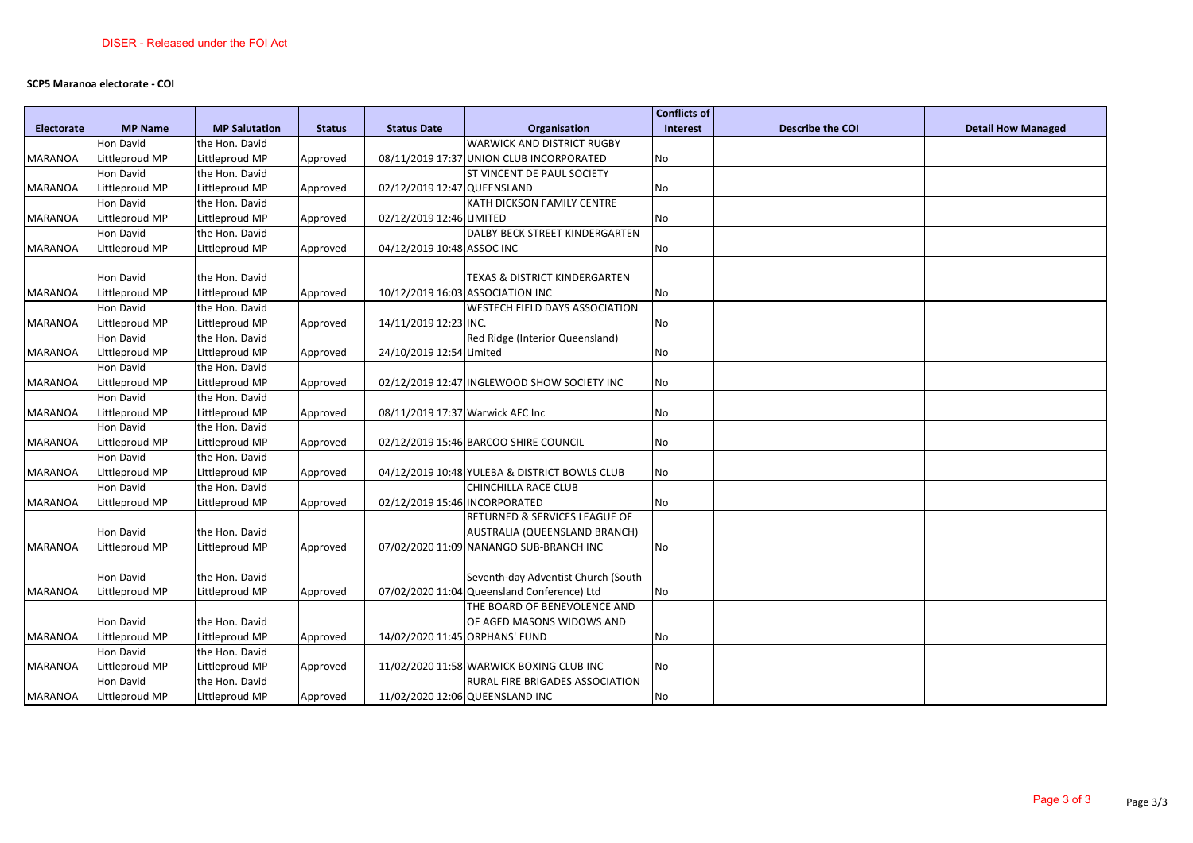DISER - Released under the FOI Act

**SCP5 Maranoa electorate - COI**

| Electorate | MP Name | MP Salutation | Status | Status Date | Organisation | Conflicts of Interest | Describe the COI | Detail How Managed |
|---|---|---|---|---|---|---|---|---|
| MARANOA | Hon David Littleproud MP | the Hon. David Littleproud MP | Approved | 08/11/2019 17:37 | WARWICK AND DISTRICT RUGBY UNION CLUB INCORPORATED | No | | |
| MARANOA | Hon David Littleproud MP | the Hon. David Littleproud MP | Approved | 02/12/2019 12:47 | ST VINCENT DE PAUL SOCIETY QUEENSLAND | No | | |
| MARANOA | Hon David Littleproud MP | the Hon. David Littleproud MP | Approved | 02/12/2019 12:46 | KATH DICKSON FAMILY CENTRE LIMITED | No | | |
| MARANOA | Hon David Littleproud MP | the Hon. David Littleproud MP | Approved | 04/12/2019 10:48 | DALBY BECK STREET KINDERGARTEN ASSOC INC | No | | |
| MARANOA | Hon David Littleproud MP | the Hon. David Littleproud MP | Approved | 10/12/2019 16:03 | TEXAS & DISTRICT KINDERGARTEN ASSOCIATION INC | No | | |
| MARANOA | Hon David Littleproud MP | the Hon. David Littleproud MP | Approved | 14/11/2019 12:23 | WESTECH FIELD DAYS ASSOCIATION INC. | No | | |
| MARANOA | Hon David Littleproud MP | the Hon. David Littleproud MP | Approved | 24/10/2019 12:54 | Red Ridge (Interior Queensland) Limited | No | | |
| MARANOA | Hon David Littleproud MP | the Hon. David Littleproud MP | Approved | 02/12/2019 12:47 | INGLEWOOD SHOW SOCIETY INC | No | | |
| MARANOA | Hon David Littleproud MP | the Hon. David Littleproud MP | Approved | 08/11/2019 17:37 | Warwick AFC Inc | No | | |
| MARANOA | Hon David Littleproud MP | the Hon. David Littleproud MP | Approved | 02/12/2019 15:46 | BARCOO SHIRE COUNCIL | No | | |
| MARANOA | Hon David Littleproud MP | the Hon. David Littleproud MP | Approved | 04/12/2019 10:48 | YULEBA & DISTRICT BOWLS CLUB | No | | |
| MARANOA | Hon David Littleproud MP | the Hon. David Littleproud MP | Approved | 02/12/2019 15:46 | CHINCHILLA RACE CLUB INCORPORATED | No | | |
| MARANOA | Hon David Littleproud MP | the Hon. David Littleproud MP | Approved | 07/02/2020 11:09 | RETURNED & SERVICES LEAGUE OF AUSTRALIA (QUEENSLAND BRANCH) NANANGO SUB-BRANCH INC | No | | |
| MARANOA | Hon David Littleproud MP | the Hon. David Littleproud MP | Approved | 07/02/2020 11:04 | Seventh-day Adventist Church (South Queensland Conference) Ltd | No | | |
| MARANOA | Hon David Littleproud MP | the Hon. David Littleproud MP | Approved | 14/02/2020 11:45 | THE BOARD OF BENEVOLENCE AND OF AGED MASONS WIDOWS AND ORPHANS' FUND | No | | |
| MARANOA | Hon David Littleproud MP | the Hon. David Littleproud MP | Approved | 11/02/2020 11:58 | WARWICK BOXING CLUB INC | No | | |
| MARANOA | Hon David Littleproud MP | the Hon. David Littleproud MP | Approved | 11/02/2020 12:06 | RURAL FIRE BRIGADES ASSOCIATION QUEENSLAND INC | No | | |